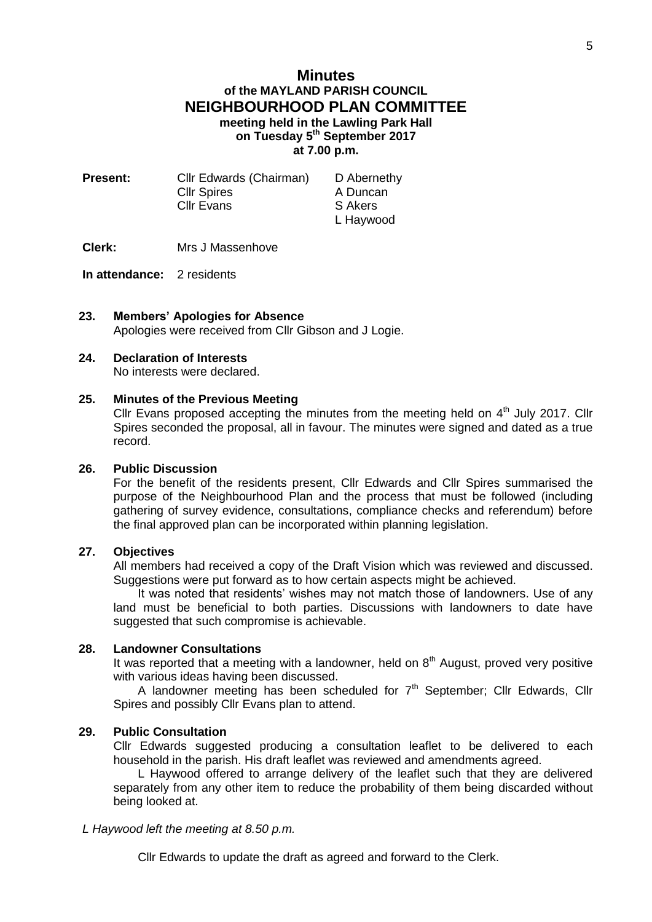# Minutes

## of the MAYLAND PARISH COUNCIL

## NEIGHBOURHOOD PLAN COMMITTEE

**meeting held in the Lawling Park Hall**
**on Tuesday 5th September 2017**
**at 7.00 p.m.**

| **Present:** | Cllr Edwards (Chairman) | D Abernethy |
|---|---|---|
| | Cllr Spires | A Duncan |
| | Cllr Evans | S Akers |
| | | L Haywood |

**Clerk:** Mrs J Massenhove

**In attendance:** 2 residents

### 23. Members' Apologies for Absence

Apologies were received from Cllr Gibson and J Logie.

### 24. Declaration of Interests

No interests were declared.

### 25. Minutes of the Previous Meeting

Cllr Evans proposed accepting the minutes from the meeting held on 4th July 2017. Cllr Spires seconded the proposal, all in favour. The minutes were signed and dated as a true record.

### 26. Public Discussion

For the benefit of the residents present, Cllr Edwards and Cllr Spires summarised the purpose of the Neighbourhood Plan and the process that must be followed (including gathering of survey evidence, consultations, compliance checks and referendum) before the final approved plan can be incorporated within planning legislation.

### 27. Objectives

All members had received a copy of the Draft Vision which was reviewed and discussed. Suggestions were put forward as to how certain aspects might be achieved.

It was noted that residents' wishes may not match those of landowners. Use of any land must be beneficial to both parties. Discussions with landowners to date have suggested that such compromise is achievable.

### 28. Landowner Consultations

It was reported that a meeting with a landowner, held on 8th August, proved very positive with various ideas having been discussed.

A landowner meeting has been scheduled for 7th September; Cllr Edwards, Cllr Spires and possibly Cllr Evans plan to attend.

### 29. Public Consultation

Cllr Edwards suggested producing a consultation leaflet to be delivered to each household in the parish. His draft leaflet was reviewed and amendments agreed.

L Haywood offered to arrange delivery of the leaflet such that they are delivered separately from any other item to reduce the probability of them being discarded without being looked at.

*L Haywood left the meeting at 8.50 p.m.*

Cllr Edwards to update the draft as agreed and forward to the Clerk.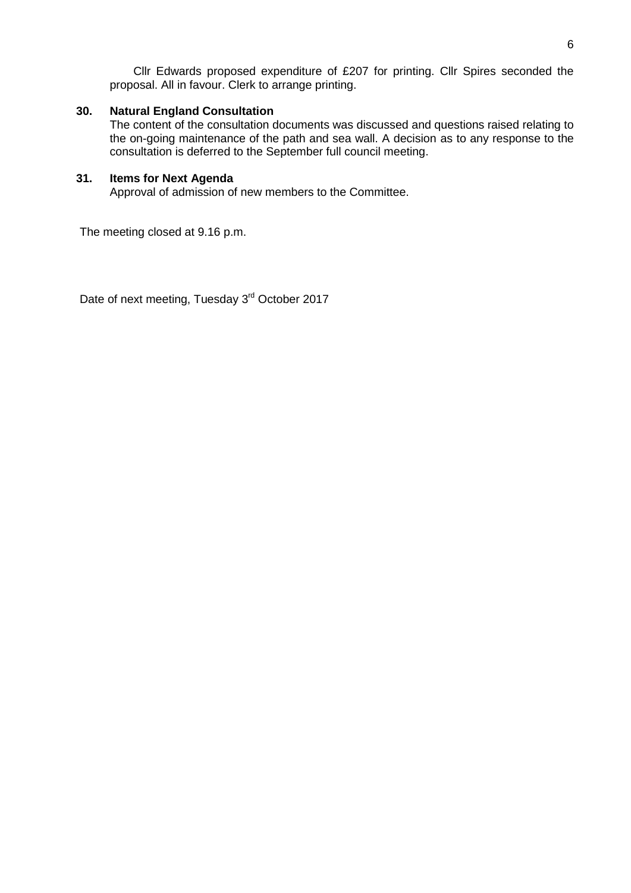Cllr Edwards proposed expenditure of £207 for printing. Cllr Spires seconded the proposal. All in favour. Clerk to arrange printing.

**30. Natural England Consultation**

The content of the consultation documents was discussed and questions raised relating to the on-going maintenance of the path and sea wall. A decision as to any response to the consultation is deferred to the September full council meeting.

**31. Items for Next Agenda**

Approval of admission of new members to the Committee.

The meeting closed at 9.16 p.m.

Date of next meeting, Tuesday 3rd October 2017